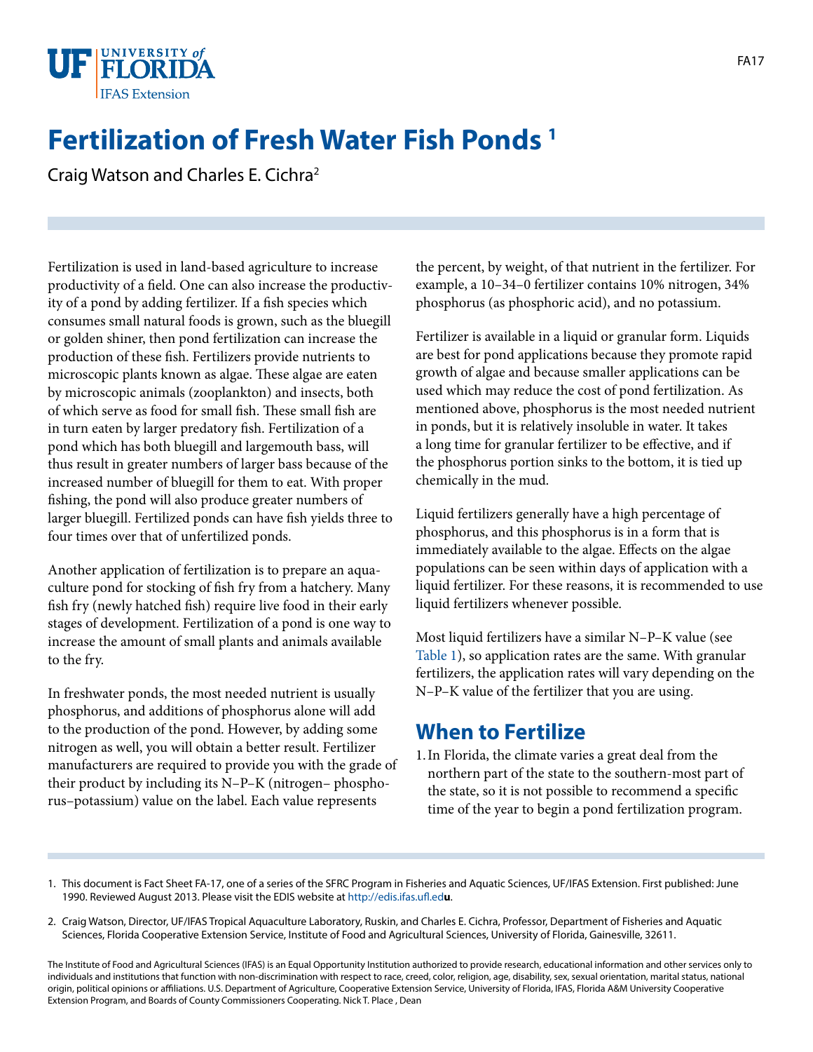# Fertilization of Fresh Water Fish Ponds [1]

Craig Watson and Charles E. Cichra[2]

Fertilization is used in land-based agriculture to increase productivity of a field. One can also increase the productivity of a pond by adding fertilizer. If a fish species which consumes small natural foods is grown, such as the bluegill or golden shiner, then pond fertilization can increase the production of these fish. Fertilizers provide nutrients to microscopic plants known as algae. These algae are eaten by microscopic animals (zooplankton) and insects, both of which serve as food for small fish. These small fish are in turn eaten by larger predatory fish. Fertilization of a pond which has both bluegill and largemouth bass, will thus result in greater numbers of larger bass because of the increased number of bluegill for them to eat. With proper fishing, the pond will also produce greater numbers of larger bluegill. Fertilized ponds can have fish yields three to four times over that of unfertilized ponds.

Another application of fertilization is to prepare an aquaculture pond for stocking of fish fry from a hatchery. Many fish fry (newly hatched fish) require live food in their early stages of development. Fertilization of a pond is one way to increase the amount of small plants and animals available to the fry.

In freshwater ponds, the most needed nutrient is usually phosphorus, and additions of phosphorus alone will add to the production of the pond. However, by adding some nitrogen as well, you will obtain a better result. Fertilizer manufacturers are required to provide you with the grade of their product by including its N–P–K (nitrogen– phosphorus–potassium) value on the label. Each value represents the percent, by weight, of that nutrient in the fertilizer. For example, a 10–34–0 fertilizer contains 10% nitrogen, 34% phosphorus (as phosphoric acid), and no potassium.

Fertilizer is available in a liquid or granular form. Liquids are best for pond applications because they promote rapid growth of algae and because smaller applications can be used which may reduce the cost of pond fertilization. As mentioned above, phosphorus is the most needed nutrient in ponds, but it is relatively insoluble in water. It takes a long time for granular fertilizer to be effective, and if the phosphorus portion sinks to the bottom, it is tied up chemically in the mud.

Liquid fertilizers generally have a high percentage of phosphorus, and this phosphorus is in a form that is immediately available to the algae. Effects on the algae populations can be seen within days of application with a liquid fertilizer. For these reasons, it is recommended to use liquid fertilizers whenever possible.

Most liquid fertilizers have a similar N–P–K value (see Table 1), so application rates are the same. With granular fertilizers, the application rates will vary depending on the N–P–K value of the fertilizer that you are using.

## When to Fertilize

1. In Florida, the climate varies a great deal from the northern part of the state to the southern-most part of the state, so it is not possible to recommend a specific time of the year to begin a pond fertilization program.

---

1. This document is Fact Sheet FA-17, one of a series of the SFRC Program in Fisheries and Aquatic Sciences, UF/IFAS Extension. First published: June 1990. Reviewed August 2013. Please visit the EDIS website at http://edis.ifas.ufl.edu.

2. Craig Watson, Director, UF/IFAS Tropical Aquaculture Laboratory, Ruskin, and Charles E. Cichra, Professor, Department of Fisheries and Aquatic Sciences, Florida Cooperative Extension Service, Institute of Food and Agricultural Sciences, University of Florida, Gainesville, 32611.

The Institute of Food and Agricultural Sciences (IFAS) is an Equal Opportunity Institution authorized to provide research, educational information and other services only to individuals and institutions that function with non-discrimination with respect to race, creed, color, religion, age, disability, sex, sexual orientation, marital status, national origin, political opinions or affiliations. U.S. Department of Agriculture, Cooperative Extension Service, University of Florida, IFAS, Florida A&M University Cooperative Extension Program, and Boards of County Commissioners Cooperating. Nick T. Place , Dean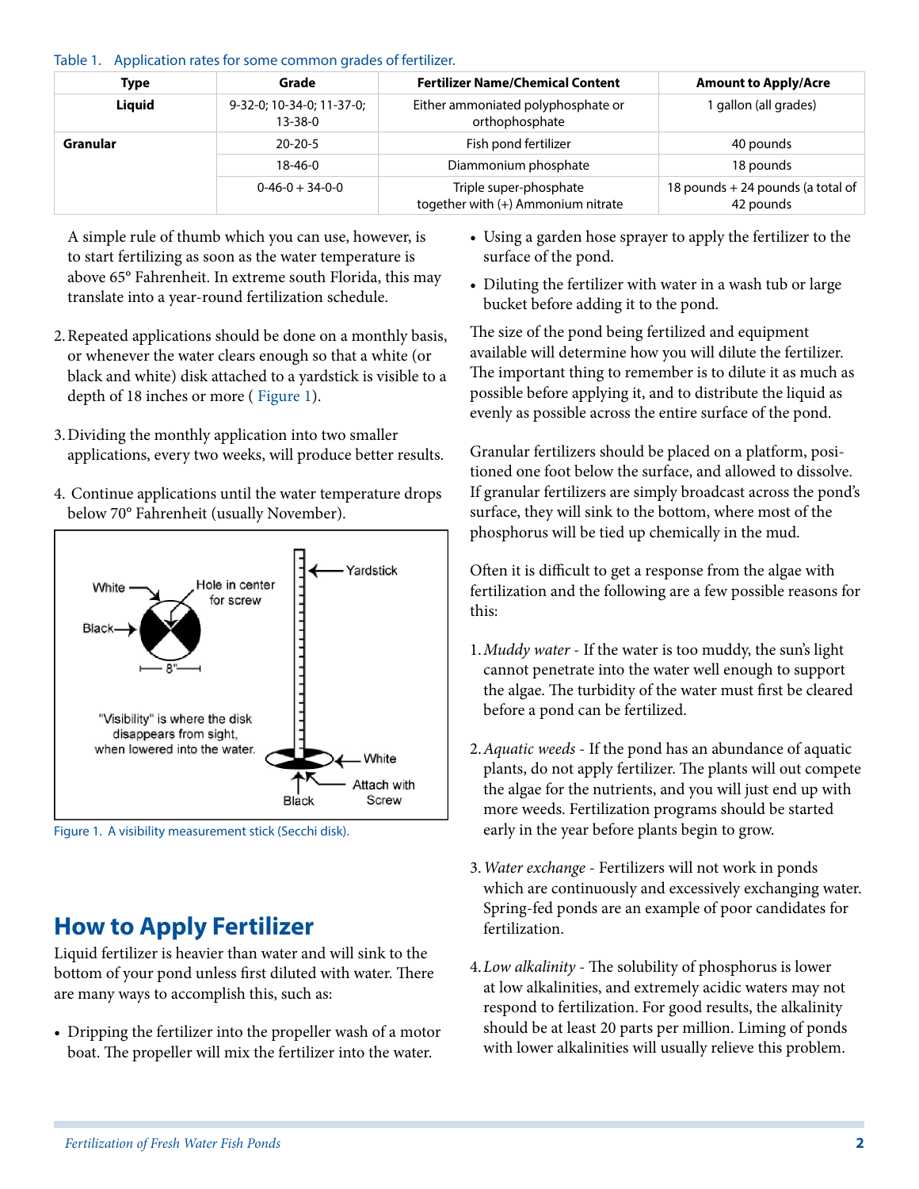Table 1. Application rates for some common grades of fertilizer.

| Type | Grade | Fertilizer Name/Chemical Content | Amount to Apply/Acre |
|---|---|---|---|
| **Liquid** | 9-32-0; 10-34-0; 11-37-0; 13-38-0 | Either ammoniated polyphosphate or orthophosphate | 1 gallon (all grades) |
| **Granular** | 20-20-5 | Fish pond fertilizer | 40 pounds |
| | 18-46-0 | Diammonium phosphate | 18 pounds |
| | 0-46-0 + 34-0-0 | Triple super-phosphate together with (+) Ammonium nitrate | 18 pounds + 24 pounds (a total of 42 pounds |

A simple rule of thumb which you can use, however, is to start fertilizing as soon as the water temperature is above 65° Fahrenheit. In extreme south Florida, this may translate into a year-round fertilization schedule.

2. Repeated applications should be done on a monthly basis, or whenever the water clears enough so that a white (or black and white) disk attached to a yardstick is visible to a depth of 18 inches or more ( Figure 1).

3. Dividing the monthly application into two smaller applications, every two weeks, will produce better results.

4. Continue applications until the water temperature drops below 70° Fahrenheit (usually November).

Figure 1. A visibility measurement stick (Secchi disk).

## How to Apply Fertilizer

Liquid fertilizer is heavier than water and will sink to the bottom of your pond unless first diluted with water. There are many ways to accomplish this, such as:

- Dripping the fertilizer into the propeller wash of a motor boat. The propeller will mix the fertilizer into the water.
- Using a garden hose sprayer to apply the fertilizer to the surface of the pond.
- Diluting the fertilizer with water in a wash tub or large bucket before adding it to the pond.

The size of the pond being fertilized and equipment available will determine how you will dilute the fertilizer. The important thing to remember is to dilute it as much as possible before applying it, and to distribute the liquid as evenly as possible across the entire surface of the pond.

Granular fertilizers should be placed on a platform, positioned one foot below the surface, and allowed to dissolve. If granular fertilizers are simply broadcast across the pond's surface, they will sink to the bottom, where most of the phosphorus will be tied up chemically in the mud.

Often it is difficult to get a response from the algae with fertilization and the following are a few possible reasons for this:

1. *Muddy water* - If the water is too muddy, the sun's light cannot penetrate into the water well enough to support the algae. The turbidity of the water must first be cleared before a pond can be fertilized.

2. *Aquatic weeds* - If the pond has an abundance of aquatic plants, do not apply fertilizer. The plants will out compete the algae for the nutrients, and you will just end up with more weeds. Fertilization programs should be started early in the year before plants begin to grow.

3. *Water exchange* - Fertilizers will not work in ponds which are continuously and excessively exchanging water. Spring-fed ponds are an example of poor candidates for fertilization.

4. *Low alkalinity* - The solubility of phosphorus is lower at low alkalinities, and extremely acidic waters may not respond to fertilization. For good results, the alkalinity should be at least 20 parts per million. Liming of ponds with lower alkalinities will usually relieve this problem.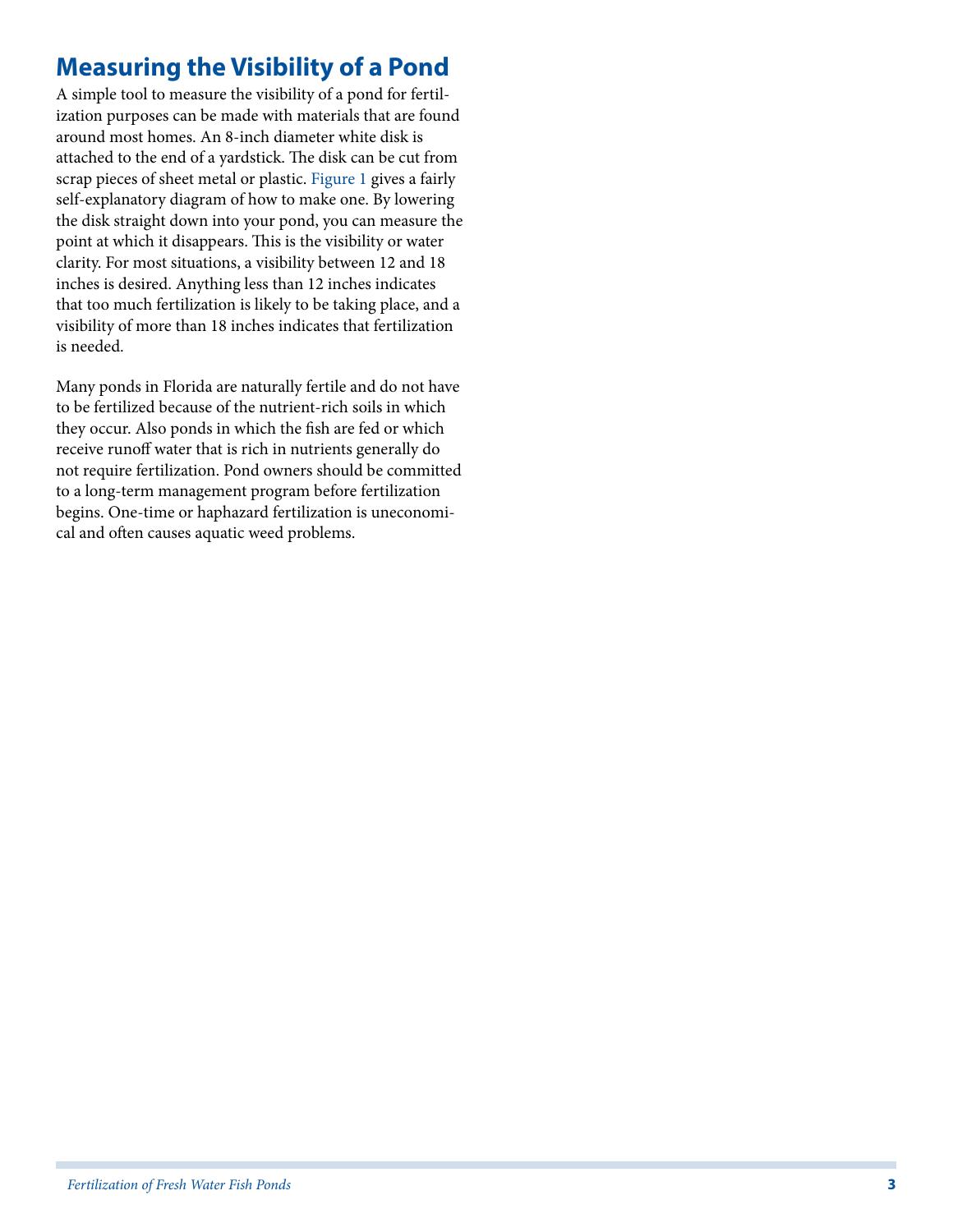## Measuring the Visibility of a Pond

A simple tool to measure the visibility of a pond for fertilization purposes can be made with materials that are found around most homes. An 8-inch diameter white disk is attached to the end of a yardstick. The disk can be cut from scrap pieces of sheet metal or plastic. Figure 1 gives a fairly self-explanatory diagram of how to make one. By lowering the disk straight down into your pond, you can measure the point at which it disappears. This is the visibility or water clarity. For most situations, a visibility between 12 and 18 inches is desired. Anything less than 12 inches indicates that too much fertilization is likely to be taking place, and a visibility of more than 18 inches indicates that fertilization is needed.

Many ponds in Florida are naturally fertile and do not have to be fertilized because of the nutrient-rich soils in which they occur. Also ponds in which the fish are fed or which receive runoff water that is rich in nutrients generally do not require fertilization. Pond owners should be committed to a long-term management program before fertilization begins. One-time or haphazard fertilization is uneconomical and often causes aquatic weed problems.